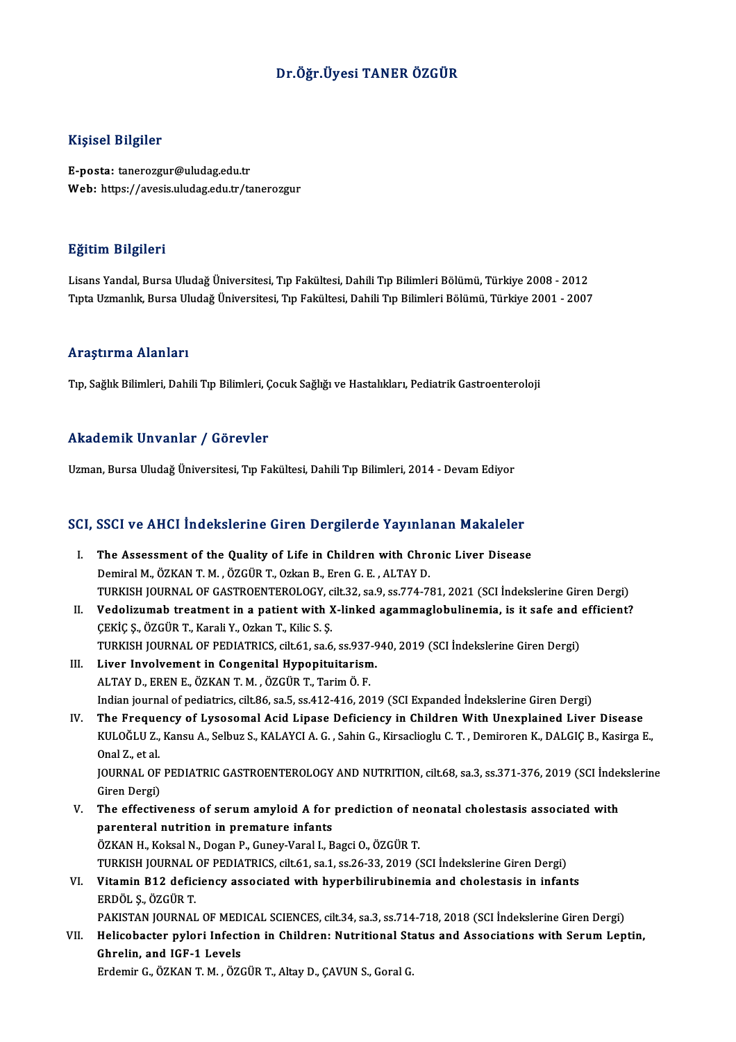# Dr.Öğr.Üyesi TANER ÖZGÜR

## Kişisel Bilgiler

**E-posta:** tanerozgur@uludag.edu.tr
**Web:** https://avesis.uludag.edu.tr/tanerozgur

## Eğitim Bilgileri

Lisans Yandal, Bursa Uludağ Üniversitesi, Tıp Fakültesi, Dahili Tıp Bilimleri Bölümü, Türkiye 2008 - 2012
Tıpta Uzmanlık, Bursa Uludağ Üniversitesi, Tıp Fakültesi, Dahili Tıp Bilimleri Bölümü, Türkiye 2001 - 2007

## Araştırma Alanları

Tıp, Sağlık Bilimleri, Dahili Tıp Bilimleri, Çocuk Sağlığı ve Hastalıkları, Pediatrik Gastroenteroloji

## Akademik Unvanlar / Görevler

Uzman, Bursa Uludağ Üniversitesi, Tıp Fakültesi, Dahili Tıp Bilimleri, 2014 - Devam Ediyor

## SCI, SSCI ve AHCI İndekslerine Giren Dergilerde Yayınlanan Makaleler

I. **The Assessment of the Quality of Life in Children with Chronic Liver Disease**
Demiral M., ÖZKAN T. M. , ÖZGÜR T., Ozkan B., Eren G. E. , ALTAY D.
TURKISH JOURNAL OF GASTROENTEROLOGY, cilt.32, sa.9, ss.774-781, 2021 (SCI İndekslerine Giren Dergi)

II. **Vedolizumab treatment in a patient with X-linked agammaglobulinemia, is it safe and efficient?**
ÇEKİÇ Ş., ÖZGÜR T., Karali Y., Ozkan T., Kilic S. Ş.
TURKISH JOURNAL OF PEDIATRICS, cilt.61, sa.6, ss.937-940, 2019 (SCI İndekslerine Giren Dergi)

III. **Liver Involvement in Congenital Hypopituitarism.**
ALTAY D., EREN E., ÖZKAN T. M. , ÖZGÜR T., Tarim Ö. F.
Indian journal of pediatrics, cilt.86, sa.5, ss.412-416, 2019 (SCI Expanded İndekslerine Giren Dergi)

IV. **The Frequency of Lysosomal Acid Lipase Deficiency in Children With Unexplained Liver Disease**
KULOĞLU Z., Kansu A., Selbuz S., KALAYCI A. G. , Sahin G., Kirsaclioglu C. T. , Demiroren K., DALGIÇ B., Kasirga E., Onal Z., et al.
JOURNAL OF PEDIATRIC GASTROENTEROLOGY AND NUTRITION, cilt.68, sa.3, ss.371-376, 2019 (SCI İndekslerine Giren Dergi)

V. **The effectiveness of serum amyloid A for prediction of neonatal cholestasis associated with parenteral nutrition in premature infants**
ÖZKAN H., Koksal N., Dogan P., Guney-Varal I., Bagci O., ÖZGÜR T.
TURKISH JOURNAL OF PEDIATRICS, cilt.61, sa.1, ss.26-33, 2019 (SCI İndekslerine Giren Dergi)

VI. **Vitamin B12 deficiency associated with hyperbilirubinemia and cholestasis in infants**
ERDÖL Ş., ÖZGÜR T.
PAKISTAN JOURNAL OF MEDICAL SCIENCES, cilt.34, sa.3, ss.714-718, 2018 (SCI İndekslerine Giren Dergi)

VII. **Helicobacter pylori Infection in Children: Nutritional Status and Associations with Serum Leptin, Ghrelin, and IGF-1 Levels**
Erdemir G., ÖZKAN T. M. , ÖZGÜR T., Altay D., ÇAVUN S., Goral G.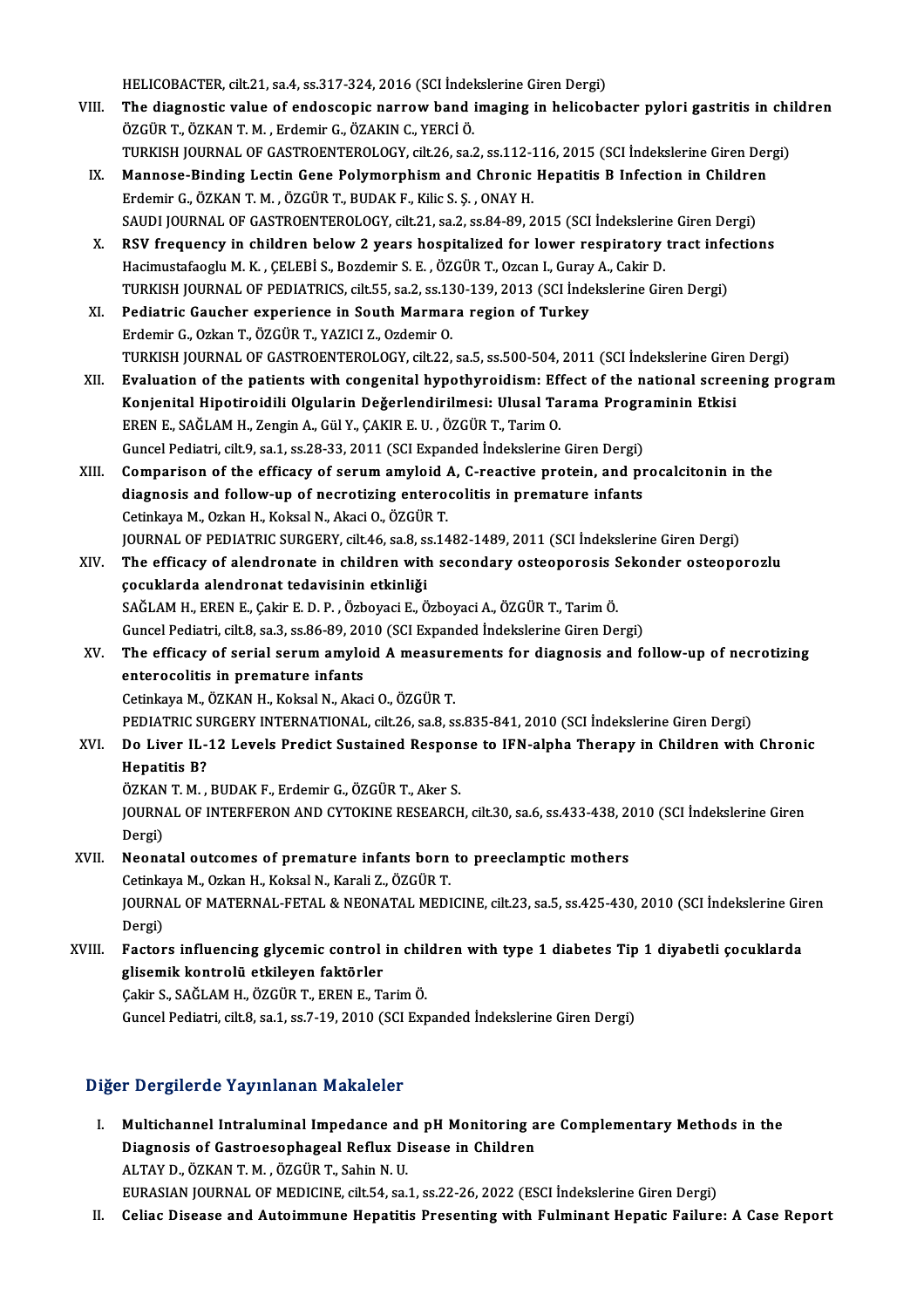HELICOBACTER, cilt.21, sa.4, ss.317-324, 2016 (SCI İndekslerine Giren Dergi)

VIII. **The diagnostic value of endoscopic narrow band imaging in helicobacter pylori gastritis in children**
ÖZGÜR T., ÖZKAN T. M. , Erdemir G., ÖZAKIN C., YERCİ Ö.
TURKISH JOURNAL OF GASTROENTEROLOGY, cilt.26, sa.2, ss.112-116, 2015 (SCI İndekslerine Giren Dergi)

IX. **Mannose-Binding Lectin Gene Polymorphism and Chronic Hepatitis B Infection in Children**
Erdemir G., ÖZKAN T. M. , ÖZGÜR T., BUDAK F., Kilic S. Ş. , ONAY H.
SAUDI JOURNAL OF GASTROENTEROLOGY, cilt.21, sa.2, ss.84-89, 2015 (SCI İndekslerine Giren Dergi)

X. **RSV frequency in children below 2 years hospitalized for lower respiratory tract infections**
Hacimustafaoglu M. K. , ÇELEBİ S., Bozdemir S. E. , ÖZGÜR T., Ozcan I., Guray A., Cakir D.
TURKISH JOURNAL OF PEDIATRICS, cilt.55, sa.2, ss.130-139, 2013 (SCI İndekslerine Giren Dergi)

XI. **Pediatric Gaucher experience in South Marmara region of Turkey**
Erdemir G., Ozkan T., ÖZGÜR T., YAZICI Z., Ozdemir O.
TURKISH JOURNAL OF GASTROENTEROLOGY, cilt.22, sa.5, ss.500-504, 2011 (SCI İndekslerine Giren Dergi)

XII. **Evaluation of the patients with congenital hypothyroidism: Effect of the national screening program Konjenital Hipotiroidili Olgularin Değerlendirilmesi: Ulusal Tarama Programinin Etkisi**
EREN E., SAĞLAM H., Zengin A., Gül Y., ÇAKIR E. U. , ÖZGÜR T., Tarim O.
Guncel Pediatri, cilt.9, sa.1, ss.28-33, 2011 (SCI Expanded İndekslerine Giren Dergi)

XIII. **Comparison of the efficacy of serum amyloid A, C-reactive protein, and procalcitonin in the diagnosis and follow-up of necrotizing enterocolitis in premature infants**
Cetinkaya M., Ozkan H., Koksal N., Akaci O., ÖZGÜR T.
JOURNAL OF PEDIATRIC SURGERY, cilt.46, sa.8, ss.1482-1489, 2011 (SCI İndekslerine Giren Dergi)

XIV. **The efficacy of alendronate in children with secondary osteoporosis Sekonder osteoporozlu çocuklarda alendronat tedavisinin etkinliği**
SAĞLAM H., EREN E., Çakir E. D. P. , Özboyaci E., Özboyaci A., ÖZGÜR T., Tarim Ö.
Guncel Pediatri, cilt.8, sa.3, ss.86-89, 2010 (SCI Expanded İndekslerine Giren Dergi)

XV. **The efficacy of serial serum amyloid A measurements for diagnosis and follow-up of necrotizing enterocolitis in premature infants**
Cetinkaya M., ÖZKAN H., Koksal N., Akaci O., ÖZGÜR T.
PEDIATRIC SURGERY INTERNATIONAL, cilt.26, sa.8, ss.835-841, 2010 (SCI İndekslerine Giren Dergi)

XVI. **Do Liver IL-12 Levels Predict Sustained Response to IFN-alpha Therapy in Children with Chronic Hepatitis B?**
ÖZKAN T. M. , BUDAK F., Erdemir G., ÖZGÜR T., Aker S.
JOURNAL OF INTERFERON AND CYTOKINE RESEARCH, cilt.30, sa.6, ss.433-438, 2010 (SCI İndekslerine Giren Dergi)

XVII. **Neonatal outcomes of premature infants born to preeclamptic mothers**
Cetinkaya M., Ozkan H., Koksal N., Karali Z., ÖZGÜR T.
JOURNAL OF MATERNAL-FETAL & NEONATAL MEDICINE, cilt.23, sa.5, ss.425-430, 2010 (SCI İndekslerine Giren Dergi)

XVIII. **Factors influencing glycemic control in children with type 1 diabetes Tip 1 diyabetli çocuklarda glisemik kontrolü etkileyen faktörler**
Çakir S., SAĞLAM H., ÖZGÜR T., EREN E., Tarim Ö.
Guncel Pediatri, cilt.8, sa.1, ss.7-19, 2010 (SCI Expanded İndekslerine Giren Dergi)

## Diğer Dergilerde Yayınlanan Makaleler

I. **Multichannel Intraluminal Impedance and pH Monitoring are Complementary Methods in the Diagnosis of Gastroesophageal Reflux Disease in Children**
ALTAY D., ÖZKAN T. M. , ÖZGÜR T., Sahin N. U.
EURASIAN JOURNAL OF MEDICINE, cilt.54, sa.1, ss.22-26, 2022 (ESCI İndekslerine Giren Dergi)

II. **Celiac Disease and Autoimmune Hepatitis Presenting with Fulminant Hepatic Failure: A Case Report**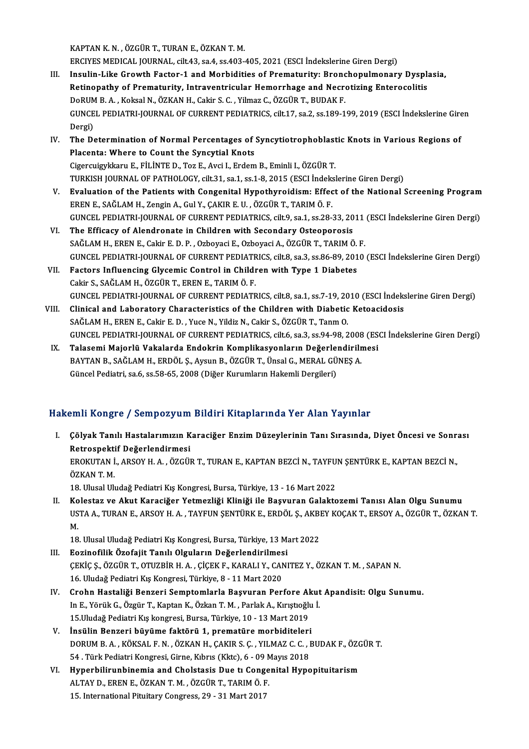KAPTAN K. N. , ÖZGÜR T., TURAN E., ÖZKAN T. M.
ERCIYES MEDICAL JOURNAL, cilt.43, sa.4, ss.403-405, 2021 (ESCI İndekslerine Giren Dergi)

III. **Insulin-Like Growth Factor-1 and Morbidities of Prematurity: Bronchopulmonary Dysplasia, Retinopathy of Prematurity, Intraventricular Hemorrhage and Necrotizing Enterocolitis**
DoRUM B. A. , Koksal N., ÖZKAN H., Cakir S. C. , Yilmaz C., ÖZGÜR T., BUDAK F.
GUNCEL PEDIATRI-JOURNAL OF CURRENT PEDIATRICS, cilt.17, sa.2, ss.189-199, 2019 (ESCI İndekslerine Giren Dergi)

IV. **The Determination of Normal Percentages of Syncytiotrophoblastic Knots in Various Regions of Placenta: Where to Count the Syncytial Knots**
Cigercuigykkaru E., FİLİNTE D., Toz E., Avci I., Erdem B., Eminli I., ÖZGÜR T.
TURKISH JOURNAL OF PATHOLOGY, cilt.31, sa.1, ss.1-8, 2015 (ESCI İndekslerine Giren Dergi)

V. **Evaluation of the Patients with Congenital Hypothyroidism: Effect of the National Screening Program**
EREN E., SAĞLAM H., Zengin A., Gul Y., ÇAKIR E. U. , ÖZGÜR T., TARIM Ö. F.
GUNCEL PEDIATRI-JOURNAL OF CURRENT PEDIATRICS, cilt.9, sa.1, ss.28-33, 2011 (ESCI İndekslerine Giren Dergi)

VI. **The Efficacy of Alendronate in Children with Secondary Osteoporosis**
SAĞLAM H., EREN E., Cakir E. D. P. , Ozboyaci E., Ozboyaci A., ÖZGÜR T., TARIM Ö. F.
GUNCEL PEDIATRI-JOURNAL OF CURRENT PEDIATRICS, cilt.8, sa.3, ss.86-89, 2010 (ESCI İndekslerine Giren Dergi)

VII. **Factors Influencing Glycemic Control in Children with Type 1 Diabetes**
Cakir S., SAĞLAM H., ÖZGÜR T., EREN E., TARIM Ö. F.
GUNCEL PEDIATRI-JOURNAL OF CURRENT PEDIATRICS, cilt.8, sa.1, ss.7-19, 2010 (ESCI İndekslerine Giren Dergi)

VIII. **Clinical and Laboratory Characteristics of the Children with Diabetic Ketoacidosis**
SAĞLAM H., EREN E., Cakir E. D. , Yuce N., Yildiz N., Cakir S., ÖZGÜR T., Tanm O.
GUNCEL PEDIATRI-JOURNAL OF CURRENT PEDIATRICS, cilt.6, sa.3, ss.94-98, 2008 (ESCI İndekslerine Giren Dergi)

IX. **Talasemi Majorlü Vakalarda Endokrin Komplikasyonların Değerlendirilmesi**
BAYTAN B., SAĞLAM H., ERDÖL Ş., Aysun B., ÖZGÜR T., Ünsal G., MERAL GÜNEŞ A.
Güncel Pediatri, sa.6, ss.58-65, 2008 (Diğer Kurumların Hakemli Dergileri)

## Hakemli Kongre / Sempozyum Bildiri Kitaplarında Yer Alan Yayınlar

I. **Çölyak Tanılı Hastalarımızın Karaciğer Enzim Düzeylerinin Tanı Sırasında, Diyet Öncesi ve Sonrası Retrospektif Değerlendirmesi**
EROKUTAN İ., ARSOY H. A. , ÖZGÜR T., TURAN E., KAPTAN BEZCİ N., TAYFUN ŞENTÜRK E., KAPTAN BEZCİ N., ÖZKAN T. M.
18. Ulusal Uludağ Pediatri Kış Kongresi, Bursa, Türkiye, 13 - 16 Mart 2022

II. **Kolestaz ve Akut Karaciğer Yetmezliği Kliniği ile Başvuran Galaktozemi Tanısı Alan Olgu Sunumu**
USTA A., TURAN E., ARSOY H. A. , TAYFUN ŞENTÜRK E., ERDÖL Ş., AKBEY KOÇAK T., ERSOY A., ÖZGÜR T., ÖZKAN T. M.
18. Ulusal Uludağ Pediatri Kış Kongresi, Bursa, Türkiye, 13 Mart 2022

III. **Eozinofilik Özofajit Tanılı Olguların Değerlendirilmesi**
ÇEKİÇ Ş., ÖZGÜR T., OTUZBİR H. A. , ÇİÇEK F., KARALI Y., CANİTEZ Y., ÖZKAN T. M. , SAPAN N.
16. Uludağ Pediatri Kış Kongresi, Türkiye, 8 - 11 Mart 2020

IV. **Crohn Hastaliği Benzeri Semptomlarla Başvuran Perfore Akut Apandisit: Olgu Sunumu.**
In E., Yörük G., Özgür T., Kaptan K., Özkan T. M. , Parlak A., Kırıştıoğlu İ.
15.Uludağ Pediatri Kış kongresi, Bursa, Türkiye, 10 - 13 Mart 2019

V. **İnsülin Benzeri büyüme faktörü 1, prematüre morbiditeleri**
DORUM B. A. , KÖKSAL F. N. , ÖZKAN H., ÇAKIR S. Ç. , YILMAZ C. C. , BUDAK F., ÖZGÜR T.
54 . Türk Pediatri Kongresi, Girne, Kıbrıs (Kktc), 6 - 09 Mayıs 2018

VI. **Hyperbilirunbinemia and Cholstasis Due tı Congenital Hypopituitarism**
ALTAY D., EREN E., ÖZKAN T. M. , ÖZGÜR T., TARIM Ö. F.
15. International Pituitary Congress, 29 - 31 Mart 2017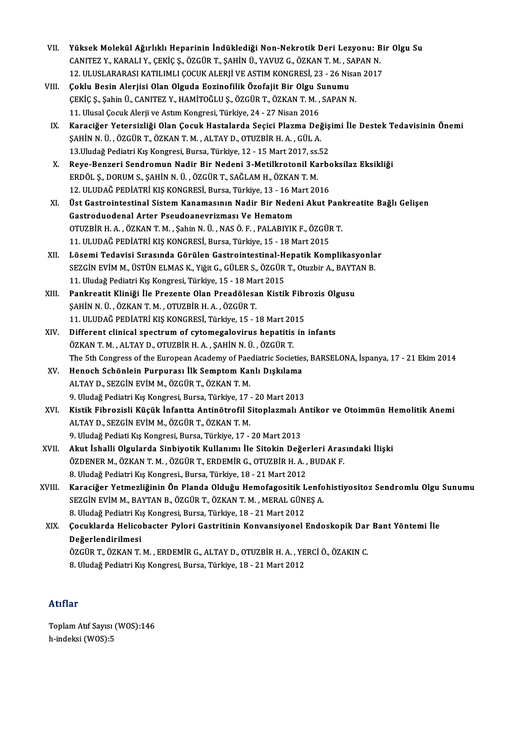VII. **Yüksek Molekül Ağırlıklı Heparinin İndüklediği Non-Nekrotik Deri Lezyonu: Bir Olgu Su**
CANITEZ Y., KARALI Y., ÇEKİÇ Ş., ÖZGÜR T., ŞAHİN Ü., YAVUZ G., ÖZKAN T. M. , SAPAN N.
12. ULUSLARARASI KATILIMLI ÇOCUK ALERJİ VE ASTIM KONGRESİ, 23 - 26 Nisan 2017

VIII. **Çoklu Besin Alerjisi Olan Olguda Eozinofilik Özofajit Bir Olgu Sunumu**
ÇEKİÇ Ş., Şahin Ü., CANITEZ Y., HAMİTOĞLU Ş., ÖZGÜR T., ÖZKAN T. M. , SAPAN N.
11. Ulusal Çocuk Alerji ve Astım Kongresi, Türkiye, 24 - 27 Nisan 2016

IX. **Karaciğer Yetersizliği Olan Çocuk Hastalarda Seçici Plazma Değişimi İle Destek Tedavisinin Önemi**
ŞAHİN N. Ü. , ÖZGÜR T., ÖZKAN T. M. , ALTAY D., OTUZBİR H. A. , GÜL A.
13.Uludağ Pediatri Kış Kongresi, Bursa, Türkiye, 12 - 15 Mart 2017, ss.52

X. **Reye-Benzeri Sendromun Nadir Bir Nedeni 3-Metilkrotonil Karboksilaz Eksikliği**
ERDÖL Ş., DORUM S., ŞAHİN N. Ü. , ÖZGÜR T., SAĞLAM H., ÖZKAN T. M.
12. ULUDAĞ PEDİATRİ KIŞ KONGRESİ, Bursa, Türkiye, 13 - 16 Mart 2016

XI. **Üst Gastrointestinal Sistem Kanamasının Nadir Bir Nedeni Akut Pankreatite Bağlı Gelişen Gastroduodenal Arter Pseudoanevrizması Ve Hematom**
OTUZBİR H. A. , ÖZKAN T. M. , Şahin N. Ü. , NAS Ö. F. , PALABIYIK F., ÖZGÜR T.
11. ULUDAĞ PEDİATRİ KIŞ KONGRESİ, Bursa, Türkiye, 15 - 18 Mart 2015

XII. **Lösemi Tedavisi Sırasında Görülen Gastrointestinal-Hepatik Komplikasyonlar**
SEZGİN EVİM M., ÜSTÜN ELMAS K., Yiğit G., GÜLER S., ÖZGÜR T., Otuzbir A., BAYTAN B.
11. Uludağ Pediatri Kış Kongresi, Türkiye, 15 - 18 Mart 2015

XIII. **Pankreatit Kliniği İle Prezente Olan Preadölesan Kistik Fibrozis Olgusu**
ŞAHİN N. Ü. , ÖZKAN T. M. , OTUZBİR H. A. , ÖZGÜR T.
11. ULUDAĞ PEDİATRİ KIŞ KONGRESİ, Türkiye, 15 - 18 Mart 2015

XIV. **Different clinical spectrum of cytomegalovirus hepatitis in infants**
ÖZKAN T. M. , ALTAY D., OTUZBİR H. A. , ŞAHİN N. Ü. , ÖZGÜR T.
The 5th Congress of the European Academy of Paediatric Societies, BARSELONA, İspanya, 17 - 21 Ekim 2014

XV. **Henoch Schönlein Purpurası İlk Semptom Kanlı Dışkılama**
ALTAY D., SEZGİN EVİM M., ÖZGÜR T., ÖZKAN T. M.
9. Uludağ Pediatri Kış Kongresi, Bursa, Türkiye, 17 - 20 Mart 2013

XVI. **Kistik Fibrozisli Küçük İnfantta Antinötrofil Sitoplazmalı Antikor ve Otoimmün Hemolitik Anemi**
ALTAY D., SEZGİN EVİM M., ÖZGÜR T., ÖZKAN T. M.
9. Uludağ Pediati Kış Kongresi, Bursa, Türkiye, 17 - 20 Mart 2013

XVII. **Akut İshalli Olgularda Sinbiyotik Kullanımı İle Sitokin Değerleri Arasındaki İlişki**
ÖZDENER M., ÖZKAN T. M. , ÖZGÜR T., ERDEMİR G., OTUZBİR H. A. , BUDAK F.
8. Uludağ Pediatri Kış Kongresi., Bursa, Türkiye, 18 - 21 Mart 2012

XVIII. **Karaciğer Yetmezliğinin Ön Planda Olduğu Hemofagositik Lenfohistiyositoz Sendromlu Olgu Sunumu**
SEZGİN EVİM M., BAYTAN B., ÖZGÜR T., ÖZKAN T. M. , MERAL GÜNEŞ A.
8. Uludağ Pediatri Kış Kongresi, Bursa, Türkiye, 18 - 21 Mart 2012

XIX. **Çocuklarda Helicobacter Pylori Gastritinin Konvansiyonel Endoskopik Dar Bant Yöntemi İle Değerlendirilmesi**
ÖZGÜR T., ÖZKAN T. M. , ERDEMİR G., ALTAY D., OTUZBİR H. A. , YERCİ Ö., ÖZAKIN C.
8. Uludağ Pediatri Kış Kongresi, Bursa, Türkiye, 18 - 21 Mart 2012

## Atıflar

Toplam Atıf Sayısı (WOS):146
h-indeksi (WOS):5